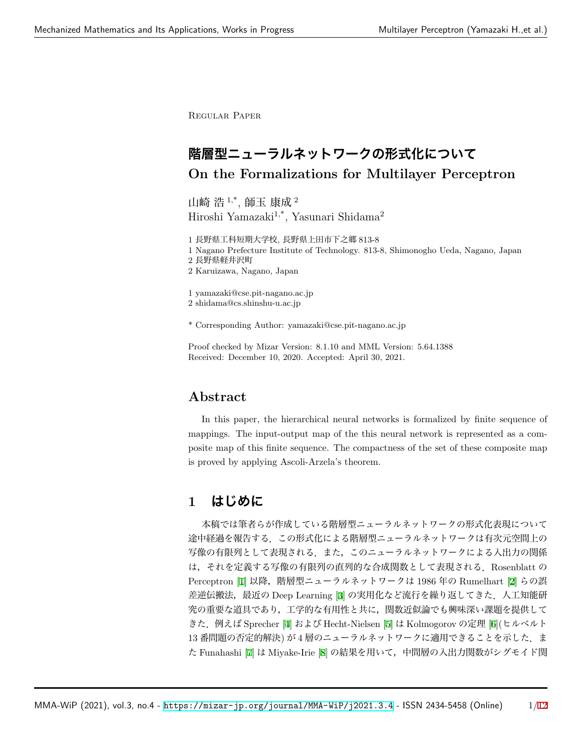Regular Paper

# 階層型ニューラルネットワークの形式化について
# On the Formalizations for Multilayer Perceptron

山崎 浩 [1,*], 師玉 康成 [2]
Hiroshi Yamazaki[1,*], Yasunari Shidama[2]

1 長野県工科短期大学校, 長野県上田市下之郷 813-8
1 Nagano Prefecture Institute of Technology. 813-8, Shimonogho Ueda, Nagano, Japan
2 長野県軽井沢町
2 Karuizawa, Nagano, Japan

1 yamazaki@cse.pit-nagano.ac.jp
2 shidama@cs.shinshu-u.ac.jp

* Corresponding Author: yamazaki@cse.pit-nagano.ac.jp

Proof checked by Mizar Version: 8.1.10 and MML Version: 5.64.1388
Received: December 10, 2020. Accepted: April 30, 2021.

## Abstract

In this paper, the hierarchical neural networks is formalized by finite sequence of mappings. The input-output map of the this neural network is represented as a composite map of this finite sequence. The compactness of the set of these composite map is proved by applying Ascoli-Arzela's theorem.

## 1 はじめに

本稿では筆者らが作成している階層型ニューラルネットワークの形式化表現について途中経過を報告する．この形式化による階層型ニューラルネットワークは有次元空間上の写像の有限列として表現される．また，このニューラルネットワークによる入出力の関係は，それを定義する写像の有限列の直列的な合成関数として表現される．Rosenblatt の Perceptron [1] 以降，階層型ニューラルネットワークは 1986 年の Rumelhart [2] らの誤差逆伝搬法，最近の Deep Learning [3] の実用化など流行を繰り返してきた．人工知能研究の重要な道具であり，工学的な有用性と共に，関数近似論でも興味深い課題を提供してきた．例えば Sprecher [4] および Hecht-Nielsen [5] は Kolmogorov の定理 [6](ヒルベルト 13 番問題の否定的解決) が 4 層のニューラルネットワークに適用できることを示した．また Funahashi [7] は Miyake-Irie [8] の結果を用いて，中間層の入出力関数がシグモイド関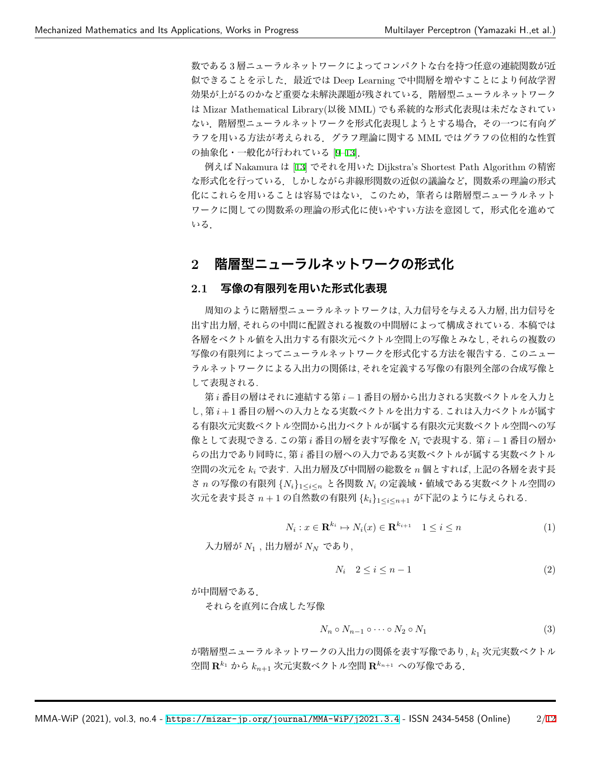数である 3 層ニューラルネットワークによってコンパクトな台を持つ任意の連続関数が近似できることを示した．最近では Deep Learning で中間層を増やすことにより何故学習効果が上がるのかなど重要な未解決課題が残されている．階層型ニューラルネットワークは Mizar Mathematical Library(以後 MML) でも系統的な形式化表現は未だなされていない．階層型ニューラルネットワークを形式化表現しようとする場合，その一つに有向グラフを用いる方法が考えられる．グラフ理論に関する MML ではグラフの位相的な性質の抽象化・一般化が行われている [9–13]．

例えば Nakamura は [13] でそれを用いた Dijkstra's Shortest Path Algorithm の精密な形式化を行っている．しかしながら非線形関数の近似の議論など，関数系の理論の形式化にこれらを用いることは容易ではない．このため，筆者らは階層型ニューラルネットワークに関しての関数系の理論の形式化に使いやすい方法を意図して，形式化を進めている．

## 2　階層型ニューラルネットワークの形式化

### 2.1　写像の有限列を用いた形式化表現

周知のように階層型ニューラルネットワークは, 入力信号を与える入力層, 出力信号を出す出力層, それらの中間に配置される複数の中間層によって構成されている．本稿では各層をベクトル値を入出力する有限次元ベクトル空間上の写像とみなし, それらの複数の写像の有限列によってニューラルネットワークを形式化する方法を報告する．このニューラルネットワークによる入出力の関係は, それを定義する写像の有限列全部の合成写像として表現される．

第 $i$ 番目の層はそれに連結する第 $i-1$ 番目の層から出力される実数ベクトルを入力とし, 第 $i+1$ 番目の層への入力となる実数ベクトルを出力する．これは入力ベクトルが属する有限次元実数ベクトル空間から出力ベクトルが属する有限次元実数ベクトル空間への写像として表現できる．この第 $i$ 番目の層を表す写像を $N_i$ で表現する．第 $i-1$ 番目の層からの出力であり同時に, 第 $i$ 番目の層への入力である実数ベクトルが属する実数ベクトル空間の次元を $k_i$ で表す．入出力層及び中間層の総数を $n$ 個とすれば, 上記の各層を表す長さ $n$ の写像の有限列 $\{N_i\}_{1\leq i\leq n}$ と各関数 $N_i$ の定義域・値域である実数ベクトル空間の次元を表す長さ $n+1$ の自然数の有限列 $\{k_i\}_{1\leq i\leq n+1}$ が下記のように与えられる．

$$N_i : x \in \mathbf{R}^{k_i} \mapsto N_i(x) \in \mathbf{R}^{k_{i+1}} \quad 1 \leq i \leq n \tag{1}$$

入力層が $N_1$ , 出力層が $N_N$ であり,

$$N_i \quad 2 \leq i \leq n-1 \tag{2}$$

が中間層である．

それらを直列に合成した写像

$$N_n \circ N_{n-1} \circ \cdots \circ N_2 \circ N_1 \tag{3}$$

が階層型ニューラルネットワークの入出力の関係を表す写像であり, $k_1$ 次元実数ベクトル空間 $\mathbf{R}^{k_1}$ から $k_{n+1}$ 次元実数ベクトル空間 $\mathbf{R}^{k_{n+1}}$ への写像である．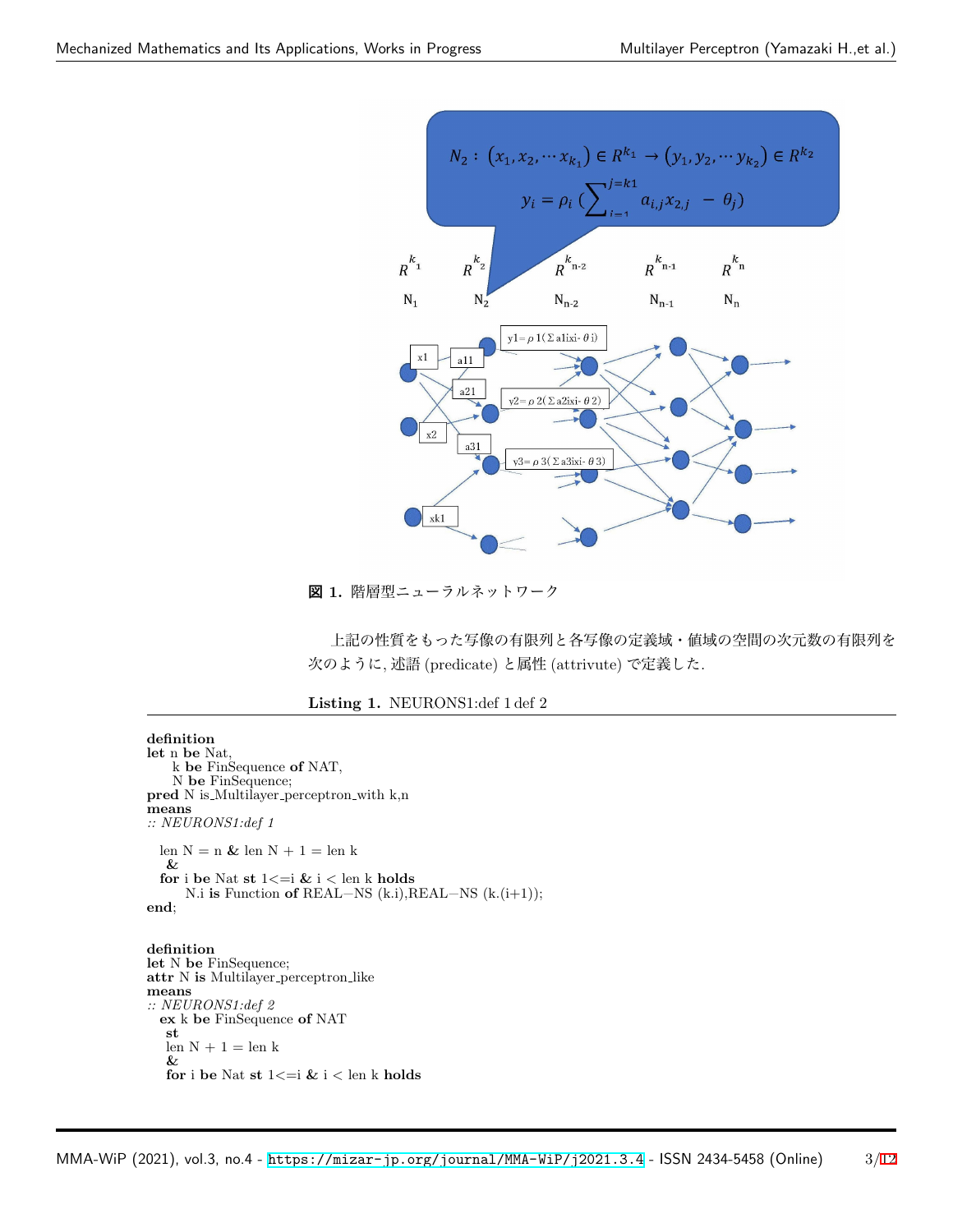**図 1.** 階層型ニューラルネットワーク

上記の性質をもった写像の有限列と各写像の定義域・値域の空間の次元数の有限列を次のように, 述語 (predicate) と属性 (attrivute) で定義した.

**Listing 1.** NEURONS1:def 1 def 2

```
definition
let n be Nat,
    k be FinSequence of NAT,
    N be FinSequence;
pred N is_Multilayer_perceptron_with k,n
means
:: NEURONS1:def 1

  len N = n & len N + 1 = len k
   &
  for i be Nat st 1<=i & i < len k holds
       N.i is Function of REAL−NS (k.i),REAL−NS (k.(i+1));
end;


definition
let N be FinSequence;
attr N is Multilayer_perceptron_like
means
:: NEURONS1:def 2
  ex k be FinSequence of NAT
   st
   len N + 1 = len k
   &
   for i be Nat st 1<=i & i < len k holds
```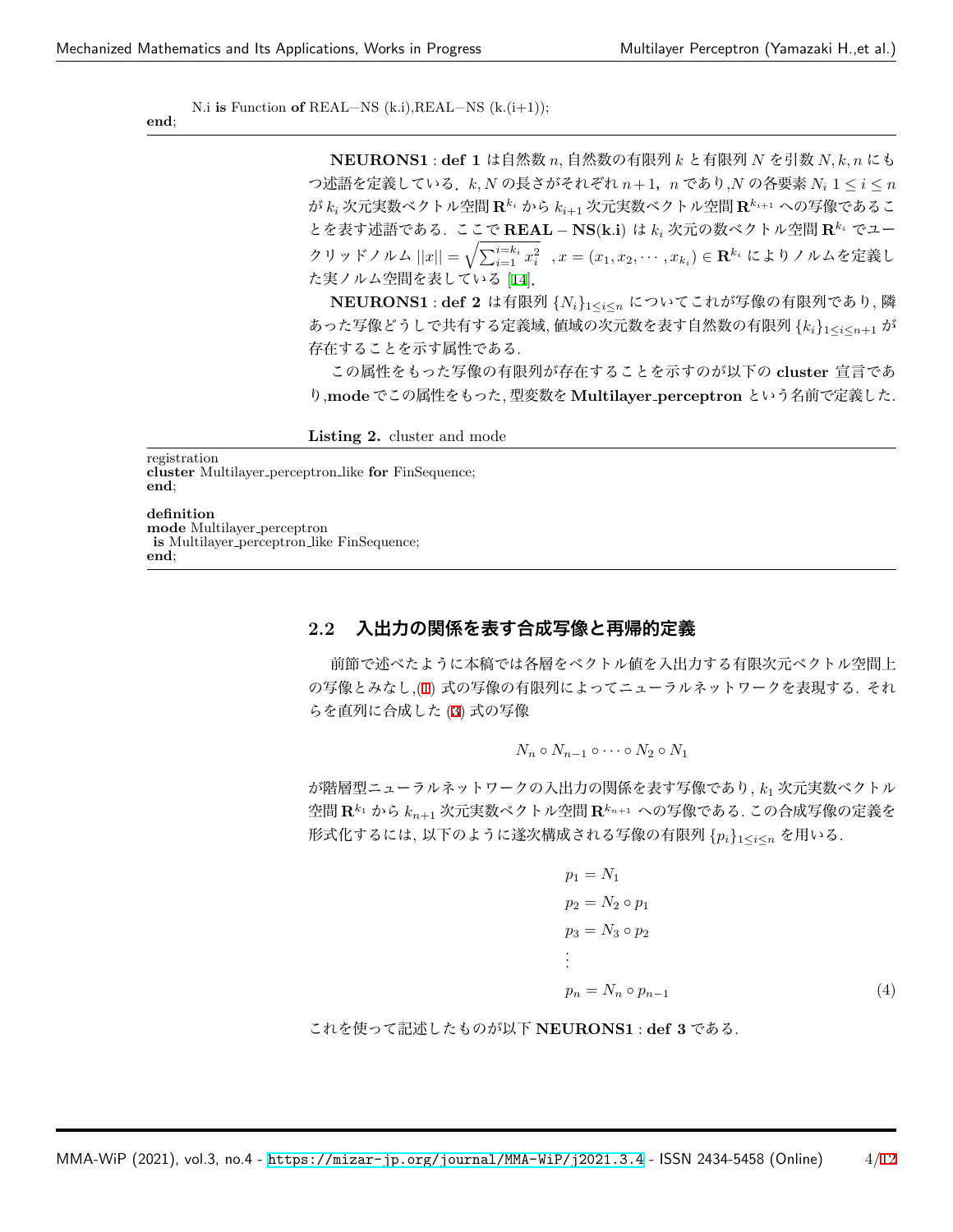```
N.i is Function of REAL−NS (k.i),REAL−NS (k.(i+1));
end;
```

**NEURONS1 : def 1** は自然数 $n$, 自然数の有限列 $k$ と有限列 $N$ を引数 $N, k, n$ にもつ述語を定義している．$k, N$ の長さがそれぞれ $n+1$，$n$ であり,$N$ の各要素 $N_i$ $1 \leq i \leq n$ が $k_i$ 次元実数ベクトル空間 $\mathbf{R}^{k_i}$ から $k_{i+1}$ 次元実数ベクトル空間 $\mathbf{R}^{k_{i+1}}$ への写像であることを表す述語である．ここで $\mathbf{REAL-NS(k.i)}$ は $k_i$ 次元の数ベクトル空間 $\mathbf{R}^{k_i}$ でユークリッドノルム $||x|| = \sqrt{\sum_{i=1}^{i=k_i} x_i^2}$ ，$x = (x_1, x_2, \cdots, x_{k_i}) \in \mathbf{R}^{k_i}$ によりノルムを定義した実ノルム空間を表している [14].

**NEURONS1 : def 2** は有限列 $\{N_i\}_{1 \leq i \leq n}$ についてこれが写像の有限列であり, 隣あった写像どうしで共有する定義域, 値域の次元数を表す自然数の有限列 $\{k_i\}_{1 \leq i \leq n+1}$ が存在することを示す属性である．

この属性をもった写像の有限列が存在することを示すのが以下の **cluster** 宣言であり,**mode** でこの属性をもった, 型変数を **Multilayer_perceptron** という名前で定義した．

**Listing 2.** cluster and mode

```
registration
cluster Multilayer_perceptron_like for FinSequence;
end;

definition
mode Multilayer_perceptron
 is Multilayer_perceptron_like FinSequence;
end;
```

## 2.2 入出力の関係を表す合成写像と再帰的定義

前節で述べたように本稿では各層をベクトル値を入出力する有限次元ベクトル空間上の写像とみなし,(1) 式の写像の有限列によってニューラルネットワークを表現する．それらを直列に合成した (3) 式の写像

$$N_n \circ N_{n-1} \circ \cdots \circ N_2 \circ N_1$$

が階層型ニューラルネットワークの入出力の関係を表す写像であり, $k_1$ 次元実数ベクトル空間 $\mathbf{R}^{k_1}$ から $k_{n+1}$ 次元実数ベクトル空間 $\mathbf{R}^{k_{n+1}}$ への写像である. この合成写像の定義を形式化するには, 以下のように逐次構成される写像の有限列 $\{p_i\}_{1 \leq i \leq n}$ を用いる.

$$\begin{aligned}
p_1 &= N_1 \\
p_2 &= N_2 \circ p_1 \\
p_3 &= N_3 \circ p_2 \\
&\vdots \\
p_n &= N_n \circ p_{n-1}
\end{aligned} \tag{4}$$

これを使って記述したものが以下 **NEURONS1 : def 3** である.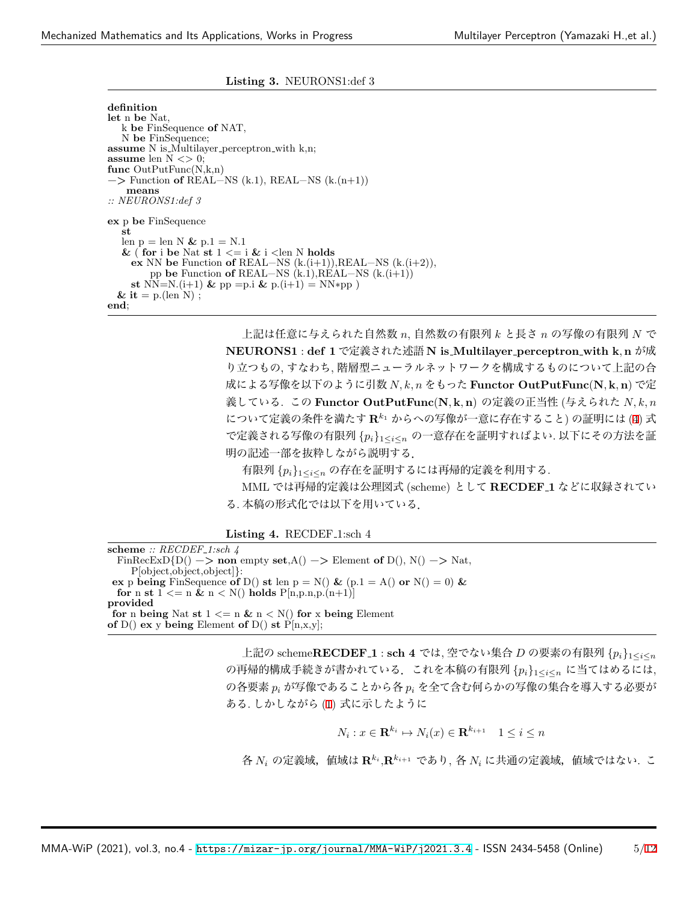**Listing 3.** NEURONS1:def 3

```
definition
let n be Nat,
    k be FinSequence of NAT,
    N be FinSequence;
assume N is_Multilayer_perceptron_with k,n;
assume len N <> 0;
func OutPutFunc(N,k,n)
-> Function of REAL-NS (k.1), REAL-NS (k.(n+1))
    means
:: NEURONS1:def 3

ex p be FinSequence
    st
    len p = len N & p.1 = N.1
    & ( for i be Nat st 1 <= i & i <len N holds
      ex NN be Function of REAL-NS (k.(i+1)),REAL-NS (k.(i+2)),
          pp be Function of REAL-NS (k.1),REAL-NS (k.(i+1))
      st NN=N.(i+1) & pp =p.i & p.(i+1) = NN*pp )
  & it = p.(len N) ;
end;
```

上記は任意に与えられた自然数 $n$, 自然数の有限列 $k$ と長さ $n$ の写像の有限列 $N$ で **NEURONS1 : def 1** で定義された述語 **N is_Multilayer_perceptron_with k, n** が成り立つもの, すなわち, 階層型ニューラルネットワークを構成するものについて上記の合成による写像を以下のように引数 $N, k, n$ をもった **Functor OutPutFunc(N, k, n)** で定義している. この **Functor OutPutFunc(N, k, n)** の定義の正当性 (与えられた $N, k, n$ について定義の条件を満たす $\mathbf{R}^{k_1}$ からへの写像が一意に存在すること) の証明には (4) 式で定義される写像の有限列 $\{p_i\}_{1 \leq i \leq n}$ の一意存在を証明すればよい. 以下にその方法を証明の記述一部を抜粋しながら説明する.

有限列 $\{p_i\}_{1 \leq i \leq n}$ の存在を証明するには再帰的定義を利用する.

MML では再帰的定義は公理図式 (scheme) として **RECDEF_1** などに収録されている. 本稿の形式化では以下を用いている.

**Listing 4.** RECDEF_1:sch 4

```
scheme :: RECDEF_1:sch 4
  FinRecExD{D() -> non empty set,A() -> Element of D(), N() -> Nat,
      P[object,object,object]}:
 ex p being FinSequence of D() st len p = N() & (p.1 = A() or N() = 0) &
  for n st 1 <= n & n < N() holds P[n,p.n,p.(n+1)]
provided
 for n being Nat st 1 <= n & n < N() for x being Element
of D() ex y being Element of D() st P[n,x,y];
```

上記の scheme**RECDEF_1 : sch 4** では, 空でない集合 $D$ の要素の有限列 $\{p_i\}_{1 \leq i \leq n}$ の再帰的構成手続きが書かれている. これを本稿の有限列 $\{p_i\}_{1 \leq i \leq n}$ に当てはめるには, の各要素 $p_i$ が写像であることから各 $p_i$ を全て含む何らかの写像の集合を導入する必要がある. しかしながら (1) 式に示したように

$$N_i : x \in \mathbf{R}^{k_i} \mapsto N_i(x) \in \mathbf{R}^{k_{i+1}} \quad 1 \leq i \leq n$$

各 $N_i$ の定義域, 値域は $\mathbf{R}^{k_i}$,$\mathbf{R}^{k_{i+1}}$ であり, 各 $N_i$ に共通の定義域, 値域ではない. こ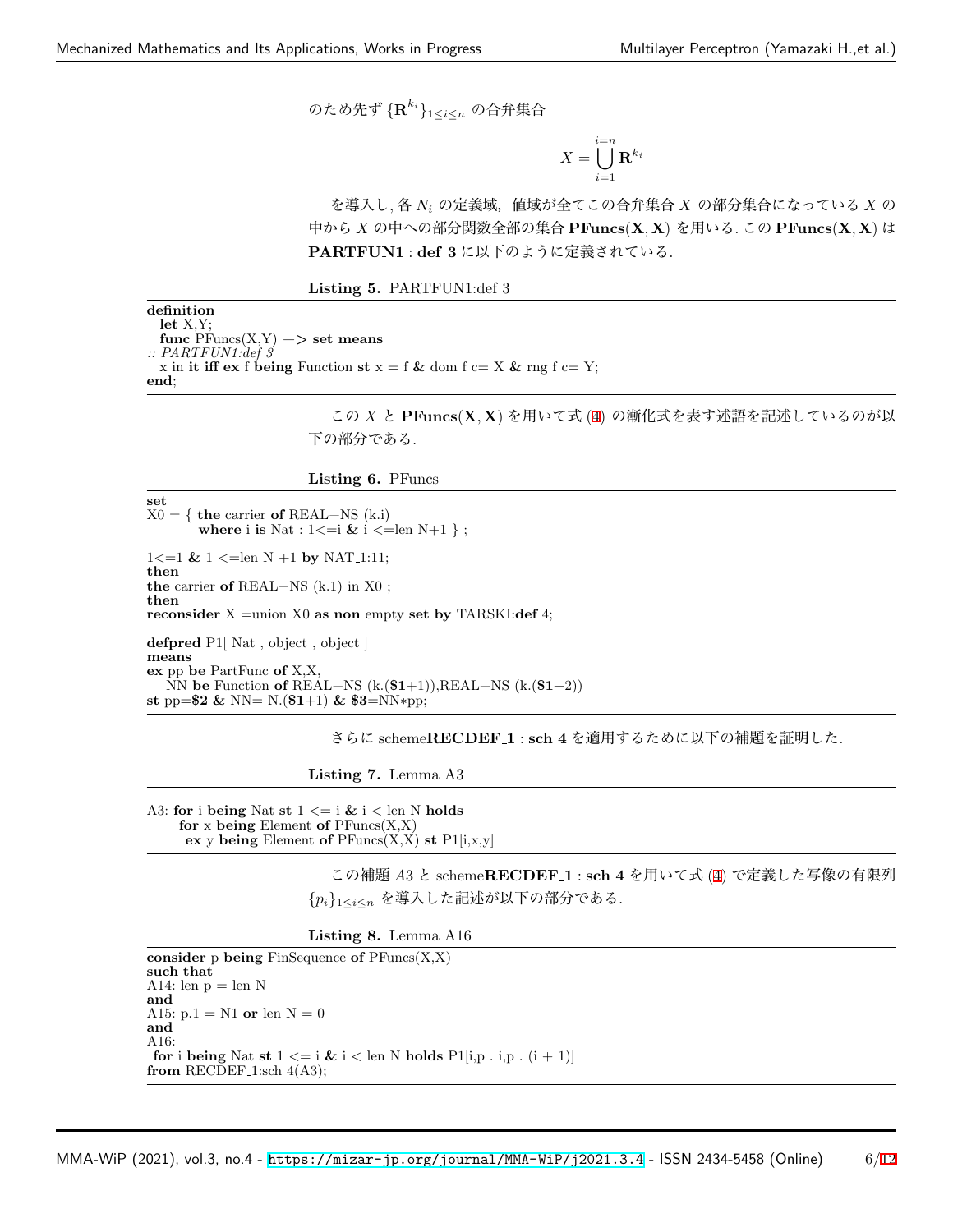のため先ず $\{\mathbf{R}^{k_i}\}_{1\leq i\leq n}$ の合弁集合

$$X = \bigcup_{i=1}^{i=n} \mathbf{R}^{k_i}$$

を導入し, 各 $N_i$ の定義域, 値域が全てこの合弁集合 $X$ の部分集合になっている $X$ の中から $X$ の中への部分関数全部の集合 $\mathbf{PFuncs(X,X)}$ を用いる. この $\mathbf{PFuncs(X,X)}$ は **PARTFUN1** : **def 3** に以下のように定義されている.

**Listing 5.** PARTFUN1:def 3

```
definition
  let X,Y;
  func PFuncs(X,Y) -> set means
:: PARTFUN1:def 3
  x in it iff ex f being Function st x = f & dom f c= X & rng f c= Y;
end;
```

この $X$ と $\mathbf{PFuncs(X,X)}$ を用いて式 (4) の漸化式を表す述語を記述しているのが以下の部分である.

**Listing 6.** PFuncs

```
set
X0 = { the carrier of REAL-NS (k.i)
        where i is Nat : 1<=i & i <=len N+1 } ;

1<=1 & 1 <=len N +1 by NAT_1:11;
then
the carrier of REAL-NS (k.1) in X0 ;
then
reconsider X =union X0 as non empty set by TARSKI:def 4;

defpred P1[ Nat , object , object ]
means
ex pp be PartFunc of X,X,
   NN be Function of REAL-NS (k.($1+1)),REAL-NS (k.($1+2))
st pp=$2 & NN= N.($1+1) & $3=NN*pp;
```

さらに scheme**RECDEF_1** : **sch 4** を適用するために以下の補題を証明した.

**Listing 7.** Lemma A3

```
A3: for i being Nat st 1 <= i & i < len N holds
      for x being Element of PFuncs(X,X)
       ex y being Element of PFuncs(X,X) st P1[i,x,y]
```

この補題 $A3$ と scheme**RECDEF_1** : **sch 4** を用いて式 (4) で定義した写像の有限列 $\{p_i\}_{1\leq i\leq n}$ を導入した記述が以下の部分である.

**Listing 8.** Lemma A16

```
consider p being FinSequence of PFuncs(X,X)
such that
A14: len p = len N
and
A15: p.1 = N1 or len N = 0
and
A16:
 for i being Nat st 1 <= i & i < len N holds P1[i,p . i,p . (i + 1)]
from RECDEF_1:sch 4(A3);
```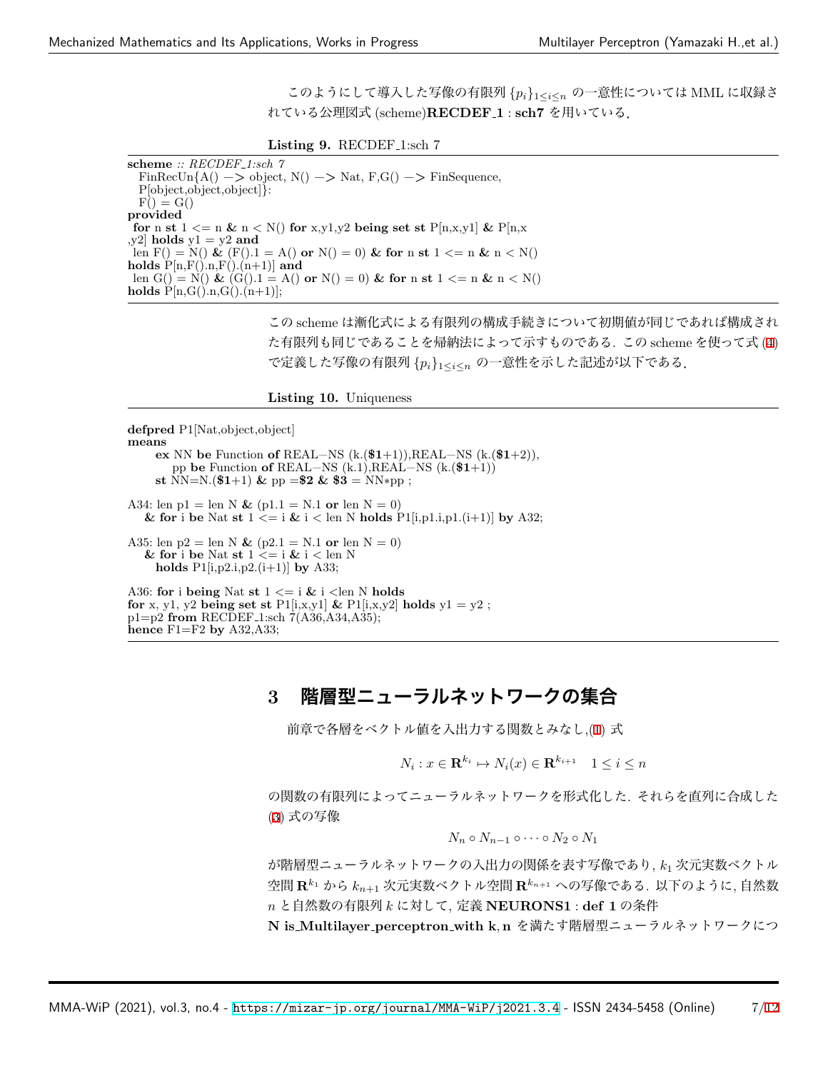このようにして導入した写像の有限列 $\{p_i\}_{1\leq i\leq n}$ の一意性については MML に収録されている公理図式 (scheme)**RECDEF_1 : sch7** を用いている.

**Listing 9.** RECDEF_1:sch 7

```
scheme :: RECDEF_1:sch 7
  FinRecUn{A() -> object, N() -> Nat, F,G() -> FinSequence,
  P[object,object,object]}:
  F() = G()
provided
 for n st 1 <= n & n < N() for x,y1,y2 being set st P[n,x,y1] & P[n,x
,y2] holds y1 = y2 and
 len F() = N() & (F().1 = A() or N() = 0) & for n st 1 <= n & n < N()
holds P[n,F().n,F().(n+1)] and
 len G() = N() & (G().1 = A() or N() = 0) & for n st 1 <= n & n < N()
holds P[n,G().n,G().(n+1)];
```

この scheme は漸化式による有限列の構成手続きについて初期値が同じであれば構成された有限列も同じであることを帰納法によって示すものである. この scheme を使って式 (4) で定義した写像の有限列 $\{p_i\}_{1\leq i\leq n}$ の一意性を示した記述が以下である.

**Listing 10.** Uniqueness

```
defpred P1[Nat,object,object]
means
     ex NN be Function of REAL−NS (k.($1+1)),REAL−NS (k.($1+2)),
        pp be Function of REAL−NS (k.1),REAL−NS (k.($1+1))
     st NN=N.($1+1) & pp =$2 & $3 = NN*pp ;

A34: len p1 = len N & (p1.1 = N.1 or len N = 0)
   & for i be Nat st 1 <= i & i < len N holds P1[i,p1.i,p1.(i+1)] by A32;

A35: len p2 = len N & (p2.1 = N.1 or len N = 0)
   & for i be Nat st 1 <= i & i < len N
      holds P1[i,p2.i,p2.(i+1)] by A33;

A36: for i being Nat st 1 <= i & i <len N holds
for x, y1, y2 being set st P1[i,x,y1] & P1[i,x,y2] holds y1 = y2 ;
p1=p2 from RECDEF_1:sch 7(A36,A34,A35);
hence F1=F2 by A32,A33;
```

## 3 階層型ニューラルネットワークの集合

前章で各層をベクトル値を入出力する関数とみなし,(1) 式

$$N_i : x \in \mathbf{R}^{k_i} \mapsto N_i(x) \in \mathbf{R}^{k_{i+1}} \quad 1 \leq i \leq n$$

の関数の有限列によってニューラルネットワークを形式化した. それらを直列に合成した (3) 式の写像

$$N_n \circ N_{n-1} \circ \cdots \circ N_2 \circ N_1$$

が階層型ニューラルネットワークの入出力の関係を表す写像であり, $k_1$ 次元実数ベクトル空間 $\mathbf{R}^{k_1}$ から $k_{n+1}$ 次元実数ベクトル空間 $\mathbf{R}^{k_{n+1}}$ への写像である. 以下のように, 自然数 $n$ と自然数の有限列 $k$ に対して, 定義 **NEURONS1 : def 1** の条件

**N is_Multilayer_perceptron_with k, n** を満たす階層型ニューラルネットワークにつ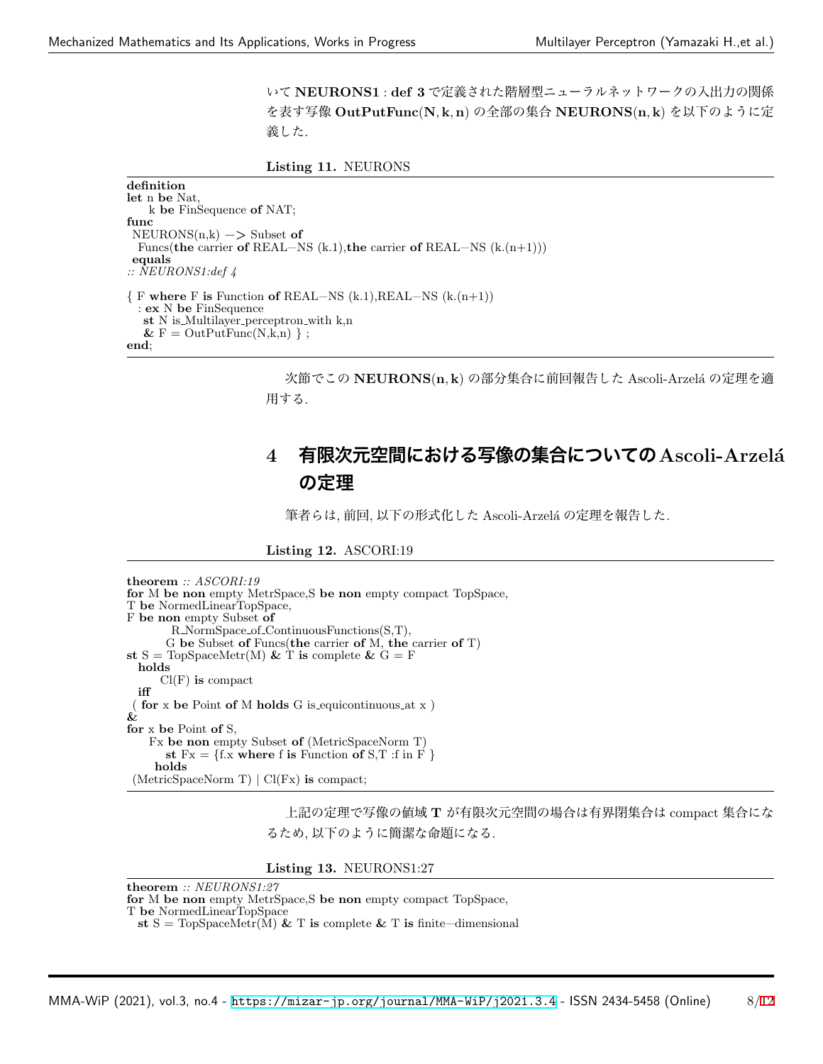いて **NEURONS1** : **def 3** で定義された階層型ニューラルネットワークの入出力の関係を表す写像 $\mathbf{OutPutFunc(N, k, n)}$ の全部の集合 $\mathbf{NEURONS(n, k)}$ を以下のように定義した.

**Listing 11.** NEURONS

```
definition
let n be Nat,
    k be FinSequence of NAT;
func
 NEURONS(n,k) -> Subset of
  Funcs(the carrier of REAL-NS (k.1),the carrier of REAL-NS (k.(n+1)))
 equals
:: NEURONS1:def 4

{ F where F is Function of REAL-NS (k.1),REAL-NS (k.(n+1))
  : ex N be FinSequence
   st N is_Multilayer_perceptron_with k,n
   & F = OutPutFunc(N,k,n) } ;
end;
```

次節でこの $\mathbf{NEURONS(n, k)}$ の部分集合に前回報告した Ascoli-Arzelá の定理を適用する.

# 4 有限次元空間における写像の集合についての Ascoli-Arzelá の定理

筆者らは, 前回, 以下の形式化した Ascoli-Arzelá の定理を報告した.

**Listing 12.** ASCORI:19

```
theorem :: ASCORI:19
for M be non empty MetrSpace,S be non empty compact TopSpace,
T be NormedLinearTopSpace,
F be non empty Subset of
        R_NormSpace_of_ContinuousFunctions(S,T),
       G be Subset of Funcs(the carrier of M, the carrier of T)
st S = TopSpaceMetr(M) & T is complete & G = F
  holds
      Cl(F) is compact
  iff
 ( for x be Point of M holds G is_equicontinuous_at x )
&
for x be Point of S,
    Fx be non empty Subset of (MetricSpaceNorm T)
       st Fx = {f.x where f is Function of S,T :f in F }
      holds
 (MetricSpaceNorm T) | Cl(Fx) is compact;
```

上記の定理で写像の値域 $\mathbf{T}$ が有限次元空間の場合は有界閉集合は compact 集合になるため, 以下のように簡潔な命題になる.

**Listing 13.** NEURONS1:27

```
theorem :: NEURONS1:27
for M be non empty MetrSpace,S be non empty compact TopSpace,
T be NormedLinearTopSpace
  st S = TopSpaceMetr(M) & T is complete & T is finite-dimensional
```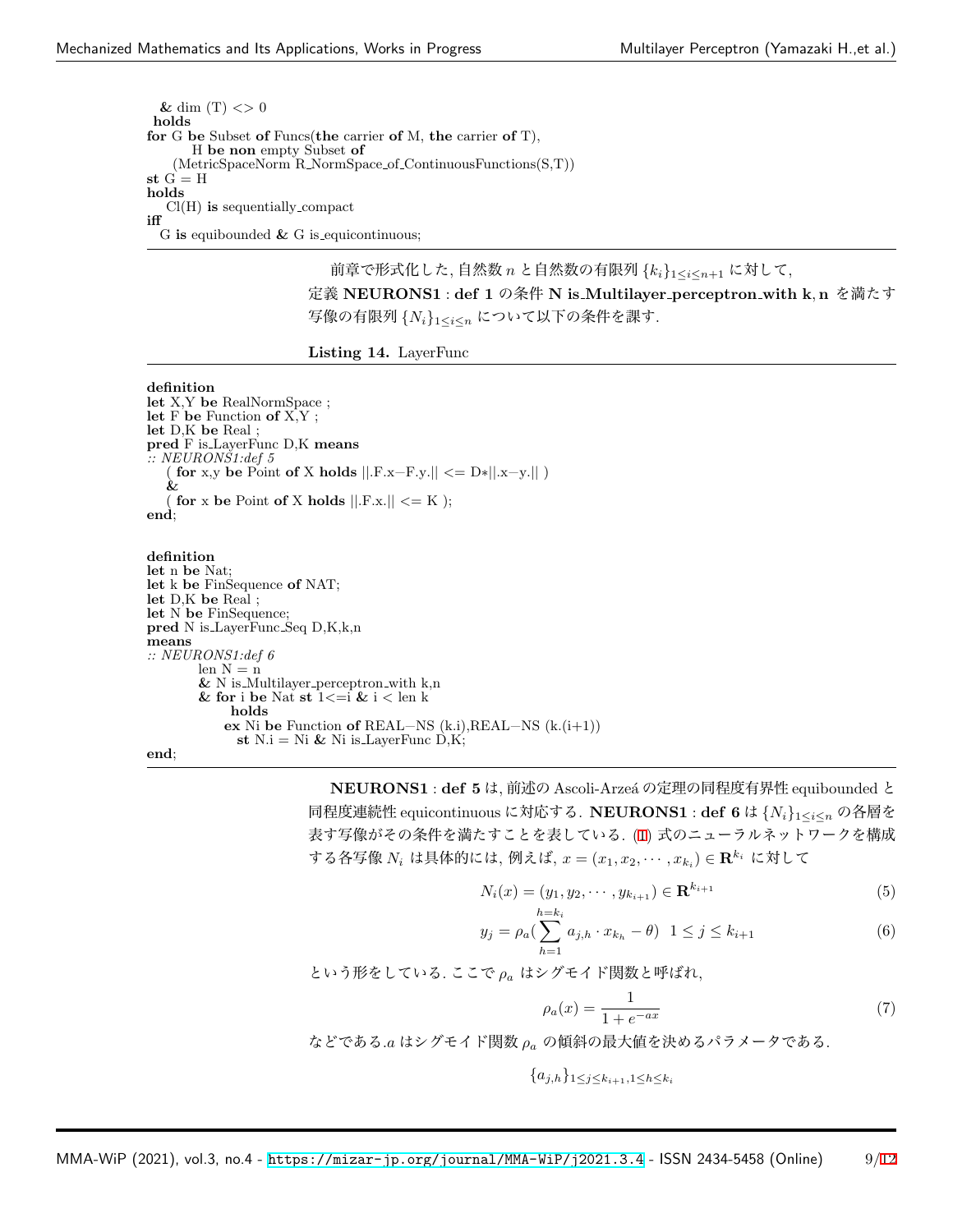```
  & dim (T) <> 0
 holds
for G be Subset of Funcs(the carrier of M, the carrier of T),
      H be non empty Subset of
     (MetricSpaceNorm R_NormSpace_of_ContinuousFunctions(S,T))
st G = H
holds
   Cl(H) is sequentially_compact
iff
  G is equibounded & G is_equicontinuous;
```

前章で形式化した, 自然数 $n$ と自然数の有限列 $\{k_i\}_{1\leq i\leq n+1}$ に対して, 定義 **NEURONS1 : def 1** の条件 **N is_Multilayer_perceptron_with k, n** を満たす写像の有限列 $\{N_i\}_{1\leq i\leq n}$ について以下の条件を課す.

**Listing 14.** LayerFunc

```
definition
let X,Y be RealNormSpace ;
let F be Function of X,Y ;
let D,K be Real ;
pred F is_LayerFunc D,K means
:: NEURONS1:def 5
   ( for x,y be Point of X holds ||.F.x−F.y.|| <= D*||.x−y.|| )
   &
   ( for x be Point of X holds ||.F.x.|| <= K );
end;

definition
let n be Nat;
let k be FinSequence of NAT;
let D,K be Real ;
let N be FinSequence;
pred N is_LayerFunc_Seq D,K,k,n
means
:: NEURONS1:def 6
        len N = n
        & N is_Multilayer_perceptron_with k,n
        & for i be Nat st 1<=i & i < len k
              holds
            ex Ni be Function of REAL−NS (k.i),REAL−NS (k.(i+1))
              st N.i = Ni & Ni is_LayerFunc D,K;
end;
```

**NEURONS1 : def 5** は, 前述の Ascoli-Arzeá の定理の同程度有界性 equibounded と同程度連続性 equicontinuous に対応する. **NEURONS1 : def 6** は $\{N_i\}_{1\leq i\leq n}$ の各層を表す写像がその条件を満たすことを表している. (1) 式のニューラルネットワークを構成する各写像 $N_i$ は具体的には, 例えば, $x = (x_1, x_2, \cdots, x_{k_i}) \in \mathbf{R}^{k_i}$ に対して

$$N_i(x) = (y_1, y_2, \cdots, y_{k_{i+1}}) \in \mathbf{R}^{k_{i+1}} \tag{5}$$

$$y_j = \rho_a(\sum_{h=1}^{h=k_i} a_{j,h} \cdot x_{k_h} - \theta) \quad 1 \leq j \leq k_{i+1} \tag{6}$$

という形をしている. ここで $\rho_a$ はシグモイド関数と呼ばれ,

$$\rho_a(x) = \frac{1}{1+e^{-ax}} \tag{7}$$

などである.$a$ はシグモイド関数 $\rho_a$ の傾斜の最大値を決めるパラメータである.

$$\{a_{j,h}\}_{1\leq j\leq k_{i+1}, 1\leq h\leq k_i}$$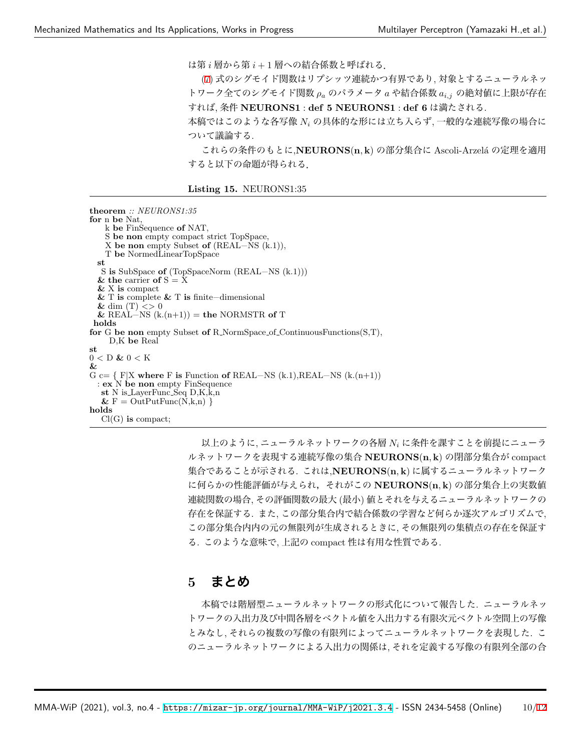は第 $i$ 層から第 $i+1$ 層への結合係数と呼ばれる．

(7) 式のシグモイド関数はリプシッツ連続かつ有界であり，対象とするニューラルネットワーク全てのシグモイド関数 $\rho_a$ のパラメータ $a$ や結合係数 $a_{i,j}$ の絶対値に上限が存在すれば，条件 **NEURONS1 : def 5 NEURONS1 : def 6** は満たされる．
本稿ではこのような各写像 $N_i$ の具体的な形には立ち入らず，一般的な連続写像の場合について議論する．

これらの条件のもとに,$\mathbf{NEURONS(n,k)}$ の部分集合に Ascoli-Arzelá の定理を適用すると以下の命題が得られる．

**Listing 15.** NEURONS1:35

```
theorem :: NEURONS1:35
for n be Nat,
    k be FinSequence of NAT,
    S be non empty compact strict TopSpace,
    X be non empty Subset of (REAL−NS (k.1)),
    T be NormedLinearTopSpace
  st
   S is SubSpace of (TopSpaceNorm (REAL−NS (k.1)))
  & the carrier of S = X
  & X is compact
  & T is complete & T is finite−dimensional
  & dim (T) <> 0
  & REAL−NS (k.(n+1)) = the NORMSTR of T
 holds
for G be non empty Subset of R_NormSpace_of_ContinuousFunctions(S,T),
     D,K be Real
st
0 < D & 0 < K
&
G c= { F|X where F is Function of REAL−NS (k.1),REAL−NS (k.(n+1))
  : ex N be non empty FinSequence
   st N is_LayerFunc_Seq D,K,k,n
   & F = OutPutFunc(N,k,n) }
holds
   Cl(G) is compact;
```

以上のように，ニューラルネットワークの各層 $N_i$ に条件を課すことを前提にニューラルネットワークを表現する連続写像の集合 $\mathbf{NEURONS(n,k)}$ の閉部分集合が compact 集合であることが示される．これは,$\mathbf{NEURONS(n,k)}$ に属するニューラルネットワークに何らかの性能評価が与えられ，それがこの $\mathbf{NEURONS(n,k)}$ の部分集合上の実数値連続関数の場合，その評価関数の最大 (最小) 値とそれを与えるニューラルネットワークの存在を保証する．また，この部分集合内で結合係数の学習など何らか逐次アルゴリズムで，この部分集合内内の元の無限列が生成されるときに，その無限列の集積点の存在を保証する．このような意味で，上記の compact 性は有用な性質である．

## 5 まとめ

本稿では階層型ニューラルネットワークの形式化について報告した．ニューラルネットワークの入出力及び中間各層をベクトル値を入出力する有限次元ベクトル空間上の写像とみなし，それらの複数の写像の有限列によってニューラルネットワークを表現した．このニューラルネットワークによる入出力の関係は，それを定義する写像の有限列全部の合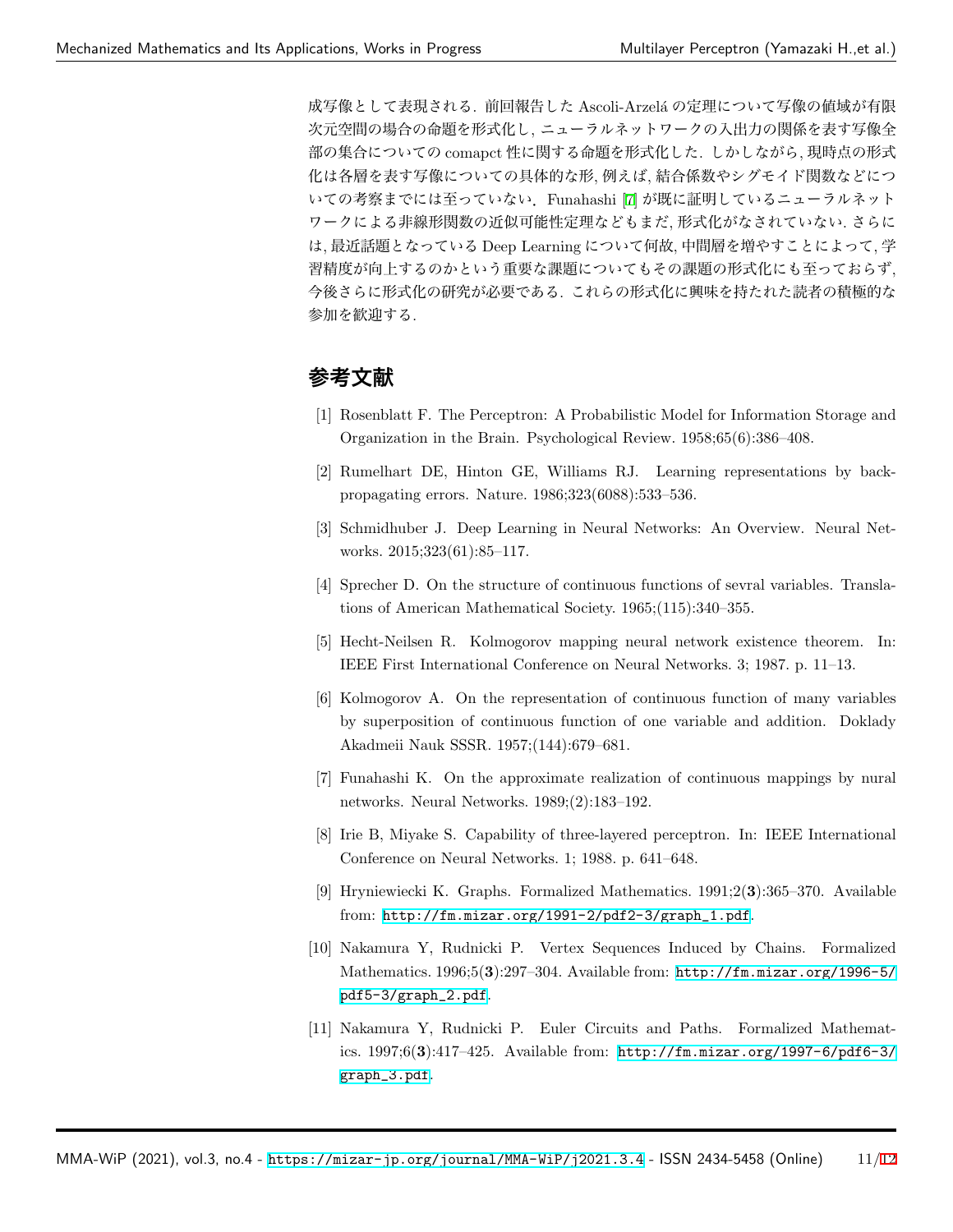成写像として表現される．前回報告した Ascoli-Arzelá の定理について写像の値域が有限次元空間の場合の命題を形式化し，ニューラルネットワークの入出力の関係を表す写像全部の集合についての comapct 性に関する命題を形式化した．しかしながら，現時点の形式化は各層を表す写像についての具体的な形，例えば，結合係数やシグモイド関数などについての考察までにには至っていない．Funahashi [7] が既に証明しているニューラルネットワークによる非線形関数の近似可能性定理などもまだ，形式化がなされていない．さらには，最近話題となっている Deep Learning について何故，中間層を増やすことによって，学習精度が向上するのかという重要な課題についてもその課題の形式化にも至っておらず，今後さらに形式化の研究が必要である．これらの形式化に興味を持たれた読者の積極的な参加を歓迎する．

## 参考文献

[1] Rosenblatt F. The Perceptron: A Probabilistic Model for Information Storage and Organization in the Brain. Psychological Review. 1958;65(6):386–408.

[2] Rumelhart DE, Hinton GE, Williams RJ. Learning representations by back-propagating errors. Nature. 1986;323(6088):533–536.

[3] Schmidhuber J. Deep Learning in Neural Networks: An Overview. Neural Networks. 2015;323(61):85–117.

[4] Sprecher D. On the structure of continuous functions of sevral variables. Translations of American Mathematical Society. 1965;(115):340–355.

[5] Hecht-Neilsen R. Kolmogorov mapping neural network existence theorem. In: IEEE First International Conference on Neural Networks. 3; 1987. p. 11–13.

[6] Kolmogorov A. On the representation of continuous function of many variables by superposition of continuous function of one variable and addition. Doklady Akadmeii Nauk SSSR. 1957;(144):679–681.

[7] Funahashi K. On the approximate realization of continuous mappings by nural networks. Neural Networks. 1989;(2):183–192.

[8] Irie B, Miyake S. Capability of three-layered perceptron. In: IEEE International Conference on Neural Networks. 1; 1988. p. 641–648.

[9] Hryniewiecki K. Graphs. Formalized Mathematics. 1991;2(**3**):365–370. Available from: http://fm.mizar.org/1991-2/pdf2-3/graph_1.pdf.

[10] Nakamura Y, Rudnicki P. Vertex Sequences Induced by Chains. Formalized Mathematics. 1996;5(**3**):297–304. Available from: http://fm.mizar.org/1996-5/pdf5-3/graph_2.pdf.

[11] Nakamura Y, Rudnicki P. Euler Circuits and Paths. Formalized Mathematics. 1997;6(**3**):417–425. Available from: http://fm.mizar.org/1997-6/pdf6-3/graph_3.pdf.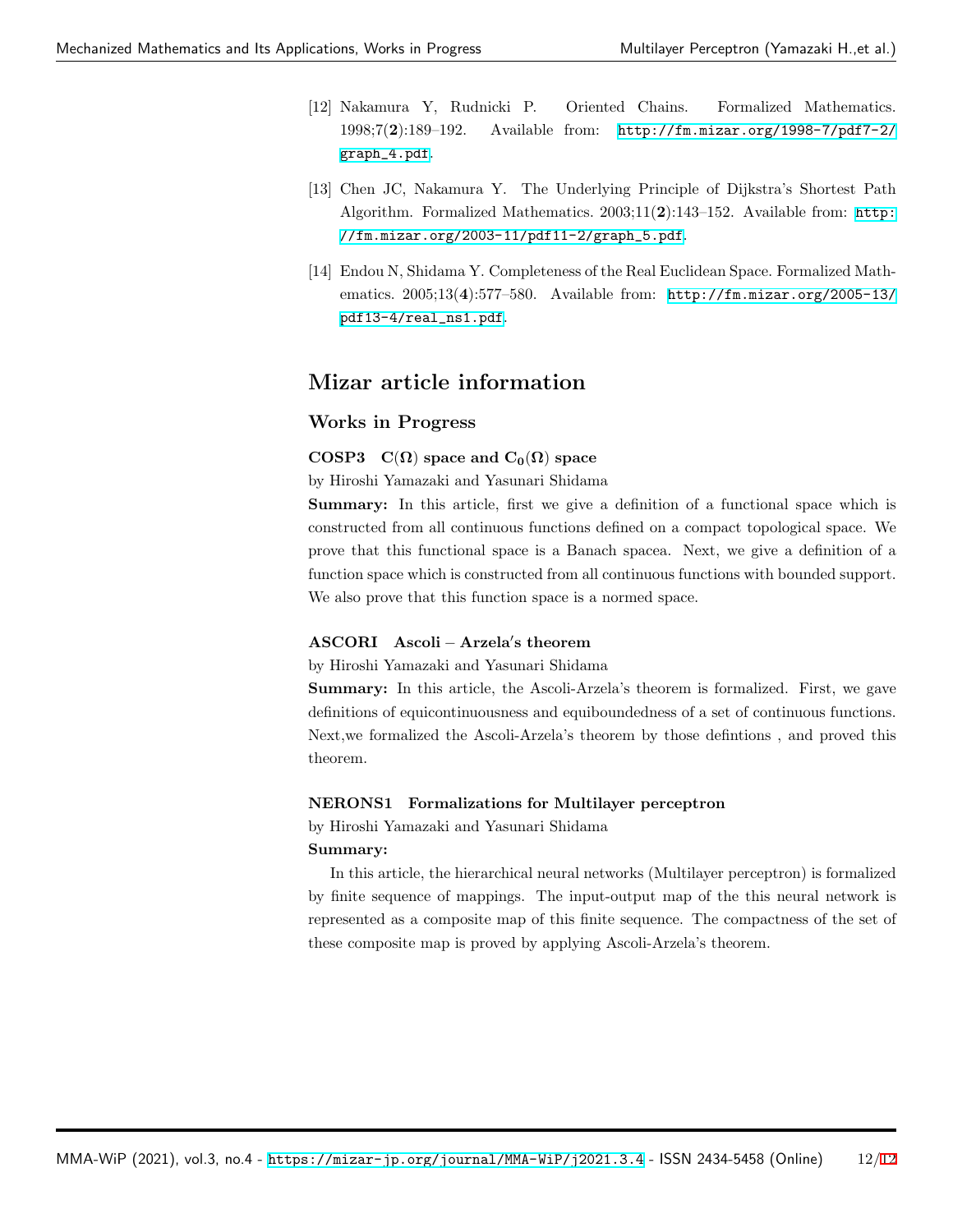[12] Nakamura Y, Rudnicki P. Oriented Chains. Formalized Mathematics. 1998;7(**2**):189–192. Available from: http://fm.mizar.org/1998-7/pdf7-2/graph_4.pdf.

[13] Chen JC, Nakamura Y. The Underlying Principle of Dijkstra's Shortest Path Algorithm. Formalized Mathematics. 2003;11(**2**):143–152. Available from: http://fm.mizar.org/2003-11/pdf11-2/graph_5.pdf.

[14] Endou N, Shidama Y. Completeness of the Real Euclidean Space. Formalized Mathematics. 2005;13(**4**):577–580. Available from: http://fm.mizar.org/2005-13/pdf13-4/real_ns1.pdf.

## Mizar article information

### Works in Progress

#### COSP3 $\mathbf{C}(\mathbf{\Omega})$ space and $\mathbf{C_0}(\mathbf{\Omega})$ space

by Hiroshi Yamazaki and Yasunari Shidama

**Summary:** In this article, first we give a definition of a functional space which is constructed from all continuous functions defined on a compact topological space. We prove that this functional space is a Banach spacea. Next, we give a definition of a function space which is constructed from all continuous functions with bounded support. We also prove that this function space is a normed space.

#### ASCORI Ascoli – Arzela′s theorem

by Hiroshi Yamazaki and Yasunari Shidama

**Summary:** In this article, the Ascoli-Arzela's theorem is formalized. First, we gave definitions of equicontinuousness and equiboundedness of a set of continuous functions. Next,we formalized the Ascoli-Arzela's theorem by those defintions , and proved this theorem.

#### NERONS1 Formalizations for Multilayer perceptron

by Hiroshi Yamazaki and Yasunari Shidama

**Summary:**

In this article, the hierarchical neural networks (Multilayer perceptron) is formalized by finite sequence of mappings. The input-output map of the this neural network is represented as a composite map of this finite sequence. The compactness of the set of these composite map is proved by applying Ascoli-Arzela's theorem.